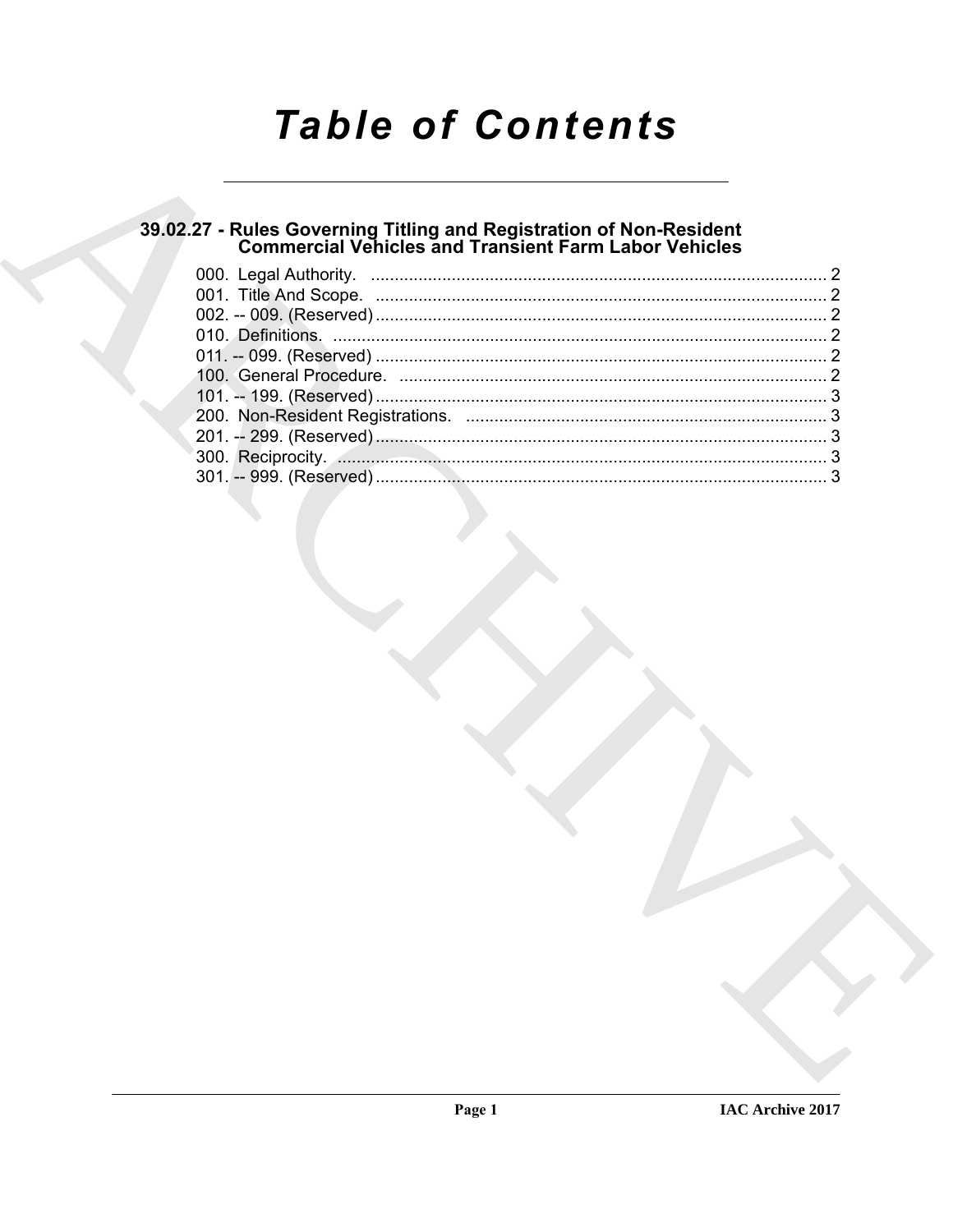# Table of Contents

## 39.02.27 - Rules Governing Titling and Registration of Non-Resident Commercial Vehicles and Transient Farm Labor Vehicles

000. Legal Authority. ................................................................................................. 2
001. Title And Scope. ................................................................................................ 2
002. -- 009. (Reserved) ................................................................................................ 2
010. Definitions. ........................................................................................................ 2
011. -- 099. (Reserved) ................................................................................................ 2
100. General Procedure. ........................................................................................... 2
101. -- 199. (Reserved) ................................................................................................ 3
200. Non-Resident Registrations. ............................................................................. 3
201. -- 299. (Reserved) ................................................................................................ 3
300. Reciprocity. ....................................................................................................... 3
301. -- 999. (Reserved) ................................................................................................ 3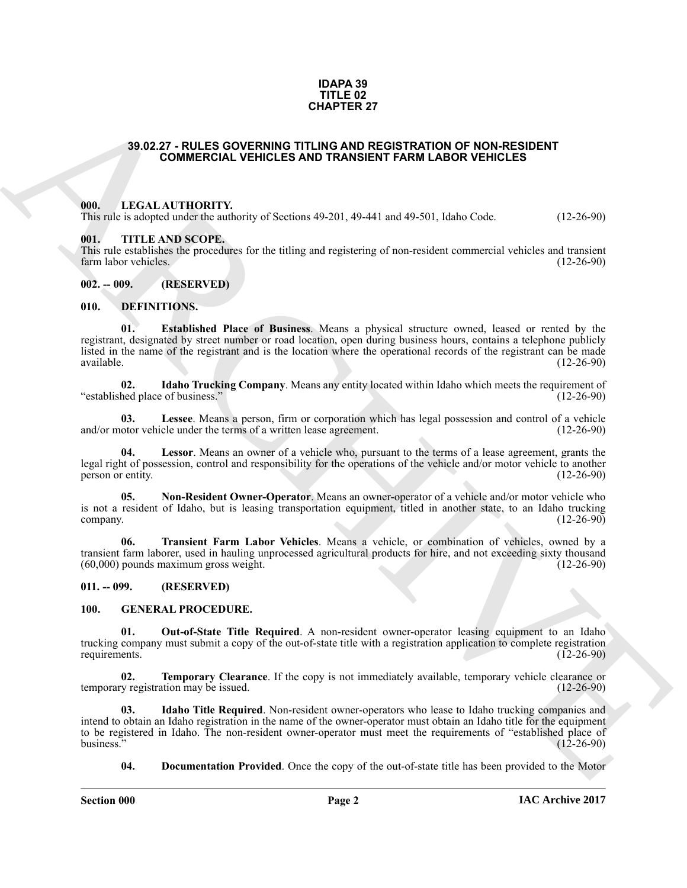# IDAPA 39
# TITLE 02
# CHAPTER 27

## 39.02.27 - RULES GOVERNING TITLING AND REGISTRATION OF NON-RESIDENT COMMERCIAL VEHICLES AND TRANSIENT FARM LABOR VEHICLES

### 000. LEGAL AUTHORITY.

This rule is adopted under the authority of Sections 49-201, 49-441 and 49-501, Idaho Code. (12-26-90)

### 001. TITLE AND SCOPE.

This rule establishes the procedures for the titling and registering of non-resident commercial vehicles and transient farm labor vehicles. (12-26-90)

### 002. -- 009. (RESERVED)

### 010. DEFINITIONS.

**01. Established Place of Business**. Means a physical structure owned, leased or rented by the registrant, designated by street number or road location, open during business hours, contains a telephone publicly listed in the name of the registrant and is the location where the operational records of the registrant can be made available. (12-26-90)

**02. Idaho Trucking Company**. Means any entity located within Idaho which meets the requirement of "established place of business." (12-26-90)

**03. Lessee**. Means a person, firm or corporation which has legal possession and control of a vehicle and/or motor vehicle under the terms of a written lease agreement. (12-26-90)

**04. Lessor**. Means an owner of a vehicle who, pursuant to the terms of a lease agreement, grants the legal right of possession, control and responsibility for the operations of the vehicle and/or motor vehicle to another person or entity. (12-26-90)

**05. Non-Resident Owner-Operator**. Means an owner-operator of a vehicle and/or motor vehicle who is not a resident of Idaho, but is leasing transportation equipment, titled in another state, to an Idaho trucking company. (12-26-90)

**06. Transient Farm Labor Vehicles**. Means a vehicle, or combination of vehicles, owned by a transient farm laborer, used in hauling unprocessed agricultural products for hire, and not exceeding sixty thousand (60,000) pounds maximum gross weight. (12-26-90)

### 011. -- 099. (RESERVED)

### 100. GENERAL PROCEDURE.

**01. Out-of-State Title Required**. A non-resident owner-operator leasing equipment to an Idaho trucking company must submit a copy of the out-of-state title with a registration application to complete registration requirements. (12-26-90)

**02. Temporary Clearance**. If the copy is not immediately available, temporary vehicle clearance or temporary registration may be issued. (12-26-90)

**03. Idaho Title Required**. Non-resident owner-operators who lease to Idaho trucking companies and intend to obtain an Idaho registration in the name of the owner-operator must obtain an Idaho title for the equipment to be registered in Idaho. The non-resident owner-operator must meet the requirements of "established place of business." (12-26-90)

**04. Documentation Provided**. Once the copy of the out-of-state title has been provided to the Motor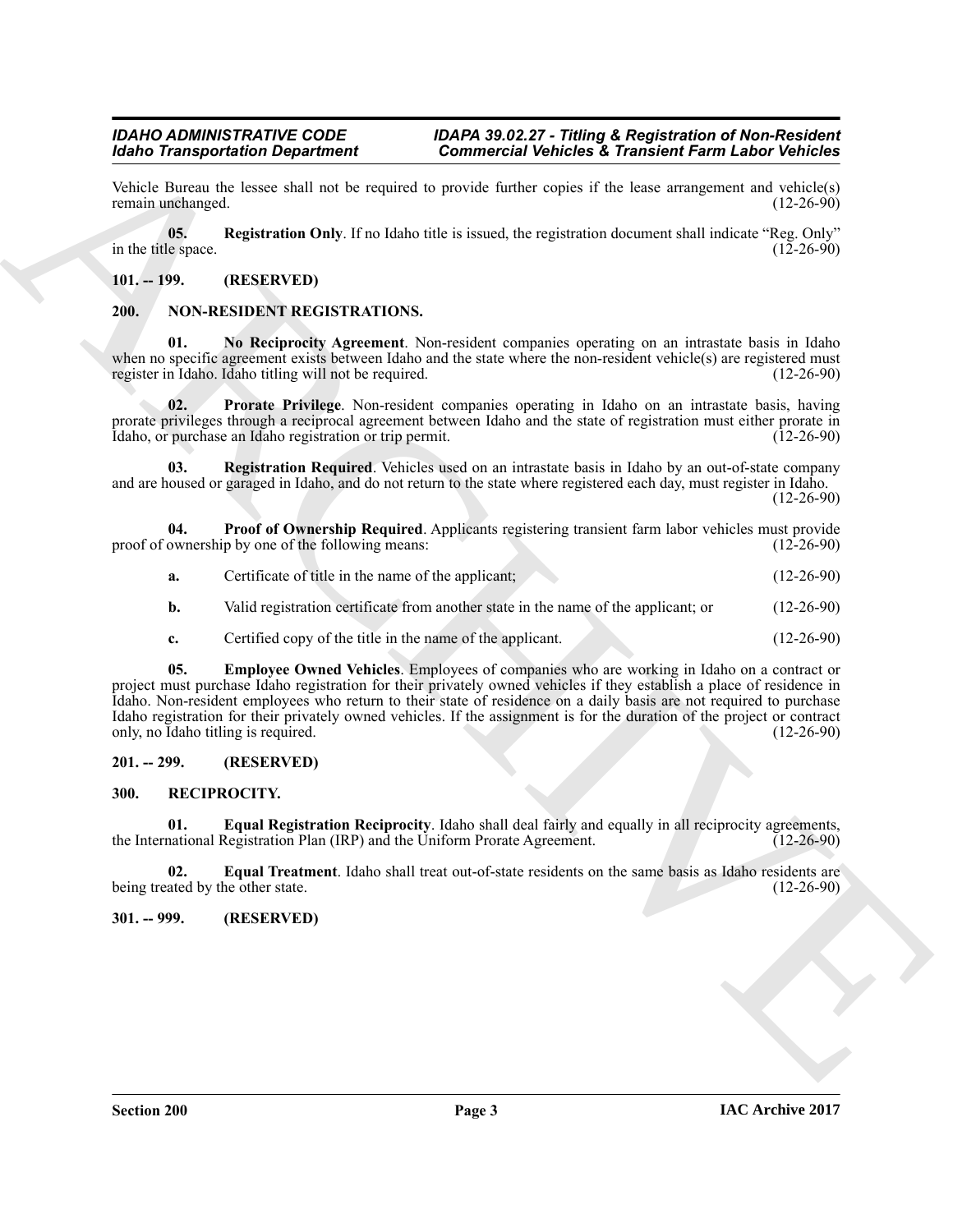Vehicle Bureau the lessee shall not be required to provide further copies if the lease arrangement and vehicle(s) remain unchanged. (12-26-90)

**05. Registration Only**. If no Idaho title is issued, the registration document shall indicate "Reg. Only" in the title space. (12-26-90)

## 101. -- 199. (RESERVED)

## 200. NON-RESIDENT REGISTRATIONS.

**01. No Reciprocity Agreement**. Non-resident companies operating on an intrastate basis in Idaho when no specific agreement exists between Idaho and the state where the non-resident vehicle(s) are registered must register in Idaho. Idaho titling will not be required. (12-26-90)

**02. Prorate Privilege**. Non-resident companies operating in Idaho on an intrastate basis, having prorate privileges through a reciprocal agreement between Idaho and the state of registration must either prorate in Idaho, or purchase an Idaho registration or trip permit. (12-26-90)

**03. Registration Required**. Vehicles used on an intrastate basis in Idaho by an out-of-state company and are housed or garaged in Idaho, and do not return to the state where registered each day, must register in Idaho. (12-26-90)

**04. Proof of Ownership Required**. Applicants registering transient farm labor vehicles must provide proof of ownership by one of the following means: (12-26-90)

**a.** Certificate of title in the name of the applicant; (12-26-90)

**b.** Valid registration certificate from another state in the name of the applicant; or (12-26-90)

**c.** Certified copy of the title in the name of the applicant. (12-26-90)

**05. Employee Owned Vehicles**. Employees of companies who are working in Idaho on a contract or project must purchase Idaho registration for their privately owned vehicles if they establish a place of residence in Idaho. Non-resident employees who return to their state of residence on a daily basis are not required to purchase Idaho registration for their privately owned vehicles. If the assignment is for the duration of the project or contract only, no Idaho titling is required. (12-26-90)

## 201. -- 299. (RESERVED)

## 300. RECIPROCITY.

**01. Equal Registration Reciprocity**. Idaho shall deal fairly and equally in all reciprocity agreements, the International Registration Plan (IRP) and the Uniform Prorate Agreement. (12-26-90)

**02. Equal Treatment**. Idaho shall treat out-of-state residents on the same basis as Idaho residents are being treated by the other state. (12-26-90)

## 301. -- 999. (RESERVED)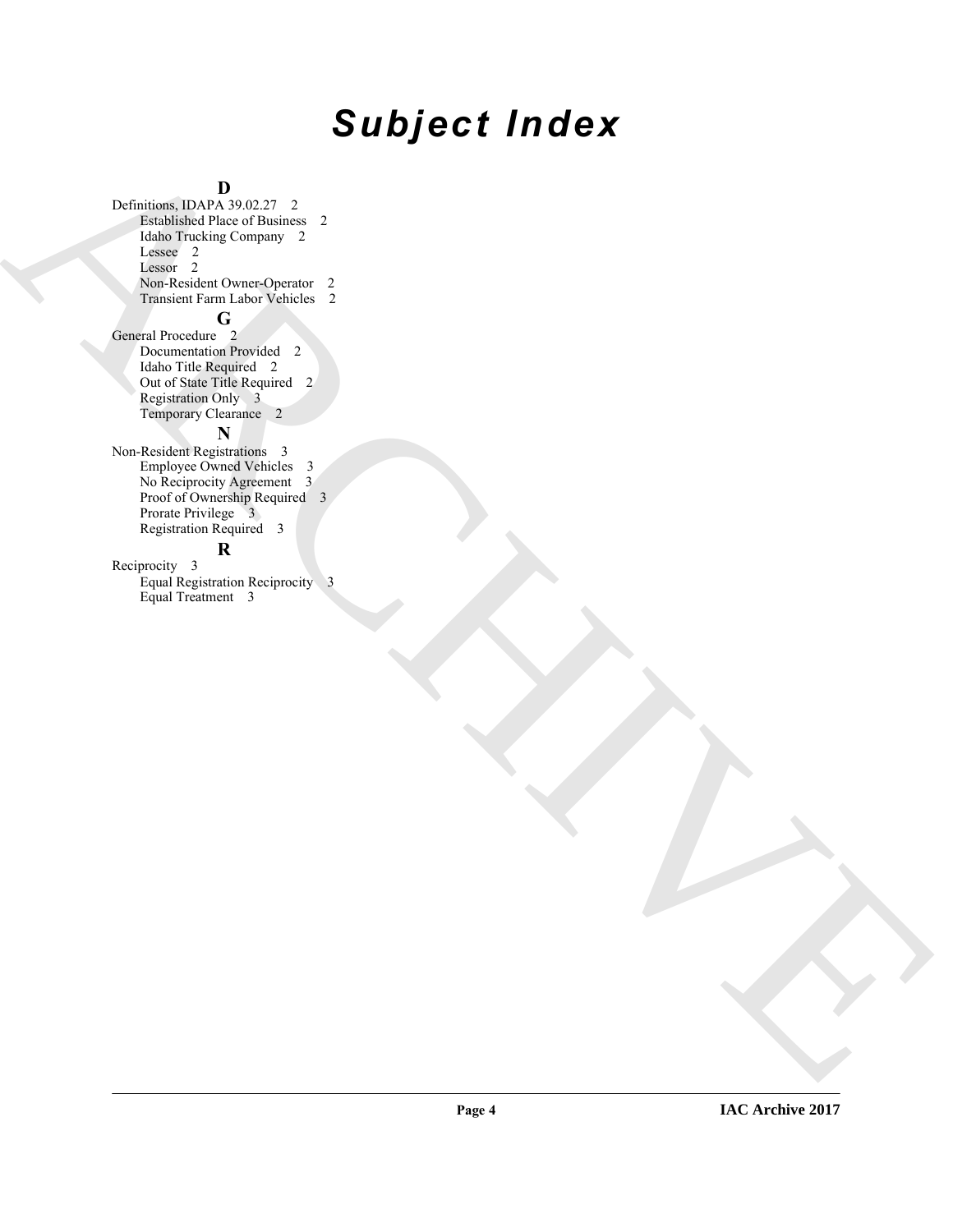# *Subject Index*

**D**

Definitions, IDAPA 39.02.27 2
- Established Place of Business 2
- Idaho Trucking Company 2
- Lessee 2
- Lessor 2
- Non-Resident Owner-Operator 2
- Transient Farm Labor Vehicles 2

**G**

General Procedure 2
- Documentation Provided 2
- Idaho Title Required 2
- Out of State Title Required 2
- Registration Only 3
- Temporary Clearance 2

**N**

Non-Resident Registrations 3
- Employee Owned Vehicles 3
- No Reciprocity Agreement 3
- Proof of Ownership Required 3
- Prorate Privilege 3
- Registration Required 3

**R**

Reciprocity 3
- Equal Registration Reciprocity 3
- Equal Treatment 3